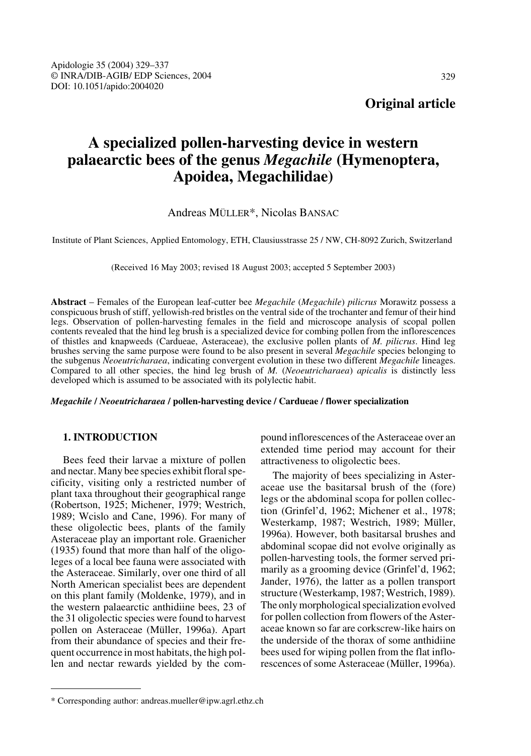## Original article

# A specialized pollen-harvesting device in western palaearctic bees of the genus *Megachile* (Hymenoptera, Apoidea, Megachilidae)

Andreas MÜLLER*, Nicolas BANSAC

Institute of Plant Sciences, Applied Entomology, ETH, Clausiusstrasse 25 / NW, CH-8092 Zurich, Switzerland

(Received 16 May 2003; revised 18 August 2003; accepted 5 September 2003)

**Abstract** – Females of the European leaf-cutter bee *Megachile* (*Megachile*) *pilicrus* Morawitz possess a conspicuous brush of stiff, yellowish-red bristles on the ventral side of the trochanter and femur of their hind legs. Observation of pollen-harvesting females in the field and microscope analysis of scopal pollen contents revealed that the hind leg brush is a specialized device for combing pollen from the inflorescences of thistles and knapweeds (Cardueae, Asteraceae), the exclusive pollen plants of *M. pilicrus*. Hind leg brushes serving the same purpose were found to be also present in several *Megachile* species belonging to the subgenus *Neoeutricharaea*, indicating convergent evolution in these two different *Megachile* lineages. Compared to all other species, the hind leg brush of *M.* (*Neoeutricharaea*) *apicalis* is distinctly less developed which is assumed to be associated with its polylectic habit.

***Megachile* / *Neoeutricharaea* / pollen-harvesting device / Cardueae / flower specialization**

## 1. INTRODUCTION

Bees feed their larvae a mixture of pollen and nectar. Many bee species exhibit floral specificity, visiting only a restricted number of plant taxa throughout their geographical range (Robertson, 1925; Michener, 1979; Westrich, 1989; Wcislo and Cane, 1996). For many of these oligolectic bees, plants of the family Asteraceae play an important role. Graenicher (1935) found that more than half of the oligoleges of a local bee fauna were associated with the Asteraceae. Similarly, over one third of all North American specialist bees are dependent on this plant family (Moldenke, 1979), and in the western palaearctic anthidiine bees, 23 of the 31 oligolectic species were found to harvest pollen on Asteraceae (Müller, 1996a). Apart from their abundance of species and their frequent occurrence in most habitats, the high pollen and nectar rewards yielded by the compound inflorescences of the Asteraceae over an extended time period may account for their attractiveness to oligolectic bees.

The majority of bees specializing in Asteraceae use the basitarsal brush of the (fore) legs or the abdominal scopa for pollen collection (Grinfel'd, 1962; Michener et al., 1978; Westerkamp, 1987; Westrich, 1989; Müller, 1996a). However, both basitarsal brushes and abdominal scopae did not evolve originally as pollen-harvesting tools, the former served primarily as a grooming device (Grinfel'd, 1962; Jander, 1976), the latter as a pollen transport structure (Westerkamp, 1987; Westrich, 1989). The only morphological specialization evolved for pollen collection from flowers of the Asteraceae known so far are corkscrew-like hairs on the underside of the thorax of some anthidiine bees used for wiping pollen from the flat inflorescences of some Asteraceae (Müller, 1996a).

* Corresponding author: andreas.mueller@ipw.agrl.ethz.ch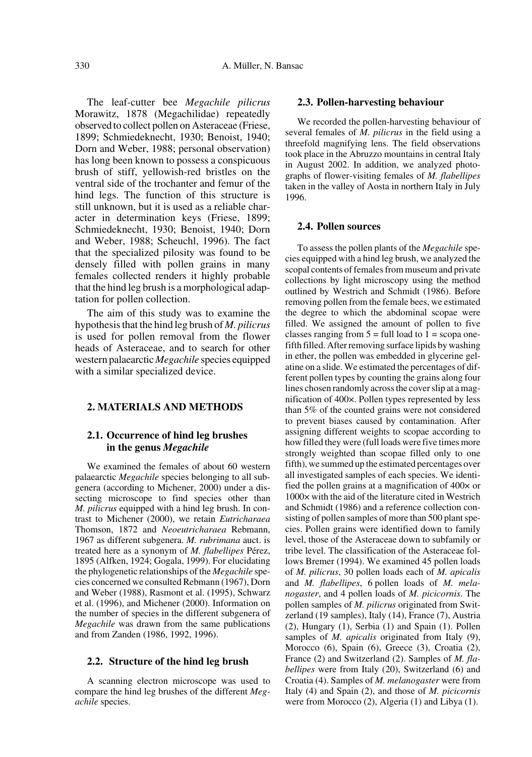The leaf-cutter bee *Megachile pilicrus* Morawitz, 1878 (Megachilidae) repeatedly observed to collect pollen on Asteraceae (Friese, 1899; Schmiedeknecht, 1930; Benoist, 1940; Dorn and Weber, 1988; personal observation) has long been known to possess a conspicuous brush of stiff, yellowish-red bristles on the ventral side of the trochanter and femur of the hind legs. The function of this structure is still unknown, but it is used as a reliable character in determination keys (Friese, 1899; Schmiedeknecht, 1930; Benoist, 1940; Dorn and Weber, 1988; Scheuchl, 1996). The fact that the specialized pilosity was found to be densely filled with pollen grains in many females collected renders it highly probable that the hind leg brush is a morphological adaptation for pollen collection.

The aim of this study was to examine the hypothesis that the hind leg brush of *M. pilicrus* is used for pollen removal from the flower heads of Asteraceae, and to search for other western palaearctic *Megachile* species equipped with a similar specialized device.

## 2. MATERIALS AND METHODS

### 2.1. Occurrence of hind leg brushes in the genus *Megachile*

We examined the females of about 60 western palaearctic *Megachile* species belonging to all subgenera (according to Michener, 2000) under a dissecting microscope to find species other than *M. pilicrus* equipped with a hind leg brush. In contrast to Michener (2000), we retain *Eutricharaea* Thomson, 1872 and *Neoeutricharaea* Rebmann, 1967 as different subgenera. *M. rubrimana* auct. is treated here as a synonym of *M. flabellipes* Pérez, 1895 (Alfken, 1924; Gogala, 1999). For elucidating the phylogenetic relationships of the *Megachile* species concerned we consulted Rebmann (1967), Dorn and Weber (1988), Rasmont et al. (1995), Schwarz et al. (1996), and Michener (2000). Information on the number of species in the different subgenera of *Megachile* was drawn from the same publications and from Zanden (1986, 1992, 1996).

### 2.2. Structure of the hind leg brush

A scanning electron microscope was used to compare the hind leg brushes of the different *Megachile* species.

### 2.3. Pollen-harvesting behaviour

We recorded the pollen-harvesting behaviour of several females of *M. pilicrus* in the field using a threefold magnifying lens. The field observations took place in the Abruzzo mountains in central Italy in August 2002. In addition, we analyzed photographs of flower-visiting females of *M. flabellipes* taken in the valley of Aosta in northern Italy in July 1996.

### 2.4. Pollen sources

To assess the pollen plants of the *Megachile* species equipped with a hind leg brush, we analyzed the scopal contents of females from museum and private collections by light microscopy using the method outlined by Westrich and Schmidt (1986). Before removing pollen from the female bees, we estimated the degree to which the abdominal scopae were filled. We assigned the amount of pollen to five classes ranging from 5 = full load to 1 = scopa one-fifth filled. After removing surface lipids by washing in ether, the pollen was embedded in glycerine gelatine on a slide. We estimated the percentages of different pollen types by counting the grains along four lines chosen randomly across the cover slip at a magnification of 400×. Pollen types represented by less than 5% of the counted grains were not considered to prevent biases caused by contamination. After assigning different weights to scopae according to how filled they were (full loads were five times more strongly weighted than scopae filled only to one fifth), we summed up the estimated percentages over all investigated samples of each species. We identified the pollen grains at a magnification of 400× or 1000× with the aid of the literature cited in Westrich and Schmidt (1986) and a reference collection consisting of pollen samples of more than 500 plant species. Pollen grains were identified down to family level, those of the Asteraceae down to subfamily or tribe level. The classification of the Asteraceae follows Bremer (1994). We examined 45 pollen loads of *M. pilicrus*, 30 pollen loads each of *M. apicalis* and *M. flabellipes*, 6 pollen loads of *M. melanogaster*, and 4 pollen loads of *M. picicornis*. The pollen samples of *M. pilicrus* originated from Switzerland (19 samples), Italy (14), France (7), Austria (2), Hungary (1), Serbia (1) and Spain (1). Pollen samples of *M. apicalis* originated from Italy (9), Morocco (6), Spain (6), Greece (3), Croatia (2), France (2) and Switzerland (2). Samples of *M. flabellipes* were from Italy (20), Switzerland (6) and Croatia (4). Samples of *M. melanogaster* were from Italy (4) and Spain (2), and those of *M. picicornis* were from Morocco (2), Algeria (1) and Libya (1).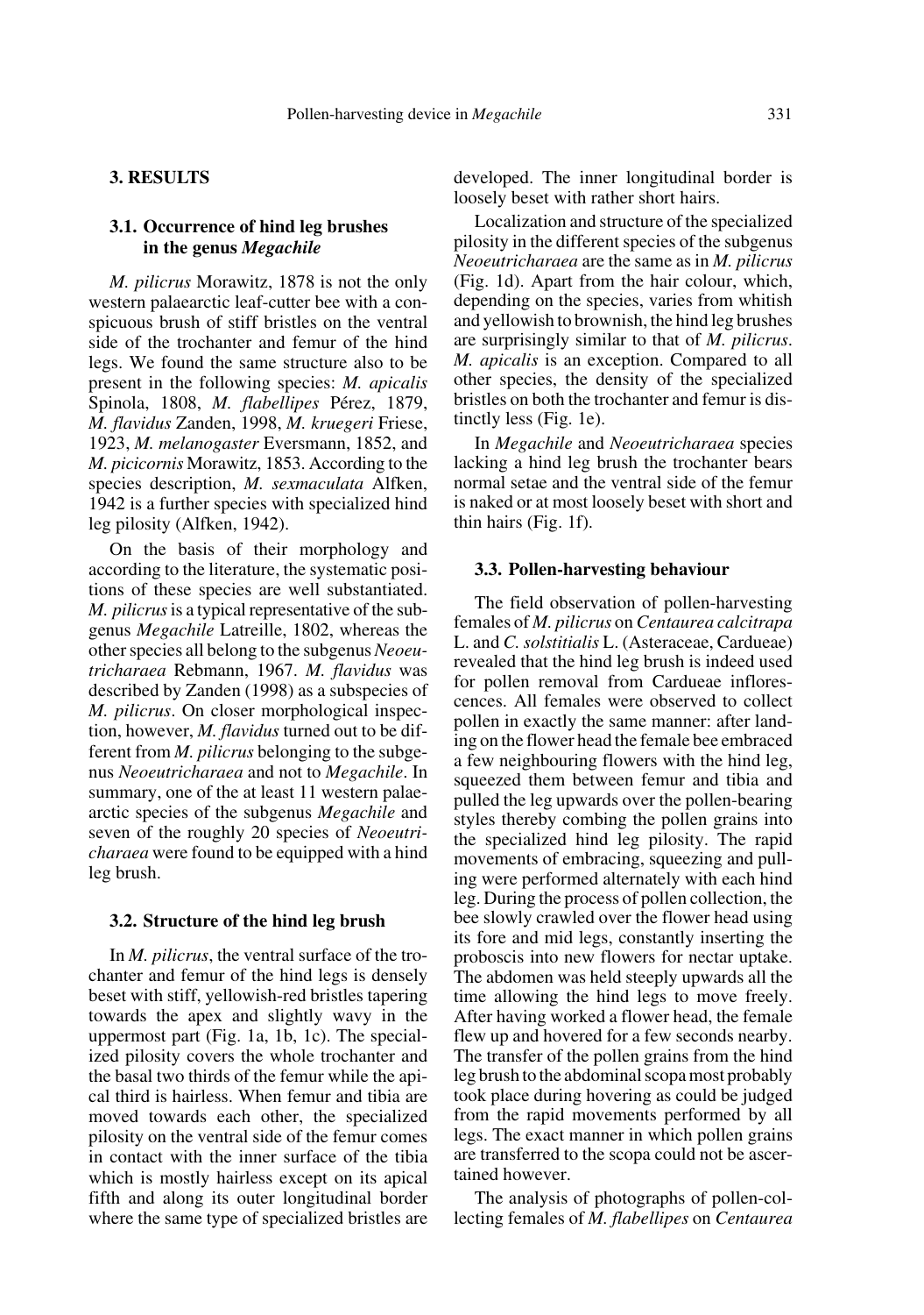## 3. RESULTS

### 3.1. Occurrence of hind leg brushes in the genus *Megachile*

*M. pilicrus* Morawitz, 1878 is not the only western palaearctic leaf-cutter bee with a conspicuous brush of stiff bristles on the ventral side of the trochanter and femur of the hind legs. We found the same structure also to be present in the following species: *M. apicalis* Spinola, 1808, *M. flabellipes* Pérez, 1879, *M. flavidus* Zanden, 1998, *M. kruegeri* Friese, 1923, *M. melanogaster* Eversmann, 1852, and *M. picicornis* Morawitz, 1853. According to the species description, *M. sexmaculata* Alfken, 1942 is a further species with specialized hind leg pilosity (Alfken, 1942).

On the basis of their morphology and according to the literature, the systematic positions of these species are well substantiated. *M. pilicrus* is a typical representative of the subgenus *Megachile* Latreille, 1802, whereas the other species all belong to the subgenus *Neoeutricharaea* Rebmann, 1967. *M. flavidus* was described by Zanden (1998) as a subspecies of *M. pilicrus*. On closer morphological inspection, however, *M. flavidus* turned out to be different from *M. pilicrus* belonging to the subgenus *Neoeutricharaea* and not to *Megachile*. In summary, one of the at least 11 western palaearctic species of the subgenus *Megachile* and seven of the roughly 20 species of *Neoeutricharaea* were found to be equipped with a hind leg brush.

### 3.2. Structure of the hind leg brush

In *M. pilicrus*, the ventral surface of the trochanter and femur of the hind legs is densely beset with stiff, yellowish-red bristles tapering towards the apex and slightly wavy in the uppermost part (Fig. 1a, 1b, 1c). The specialized pilosity covers the whole trochanter and the basal two thirds of the femur while the apical third is hairless. When femur and tibia are moved towards each other, the specialized pilosity on the ventral side of the femur comes in contact with the inner surface of the tibia which is mostly hairless except on its apical fifth and along its outer longitudinal border where the same type of specialized bristles are developed. The inner longitudinal border is loosely beset with rather short hairs.

Localization and structure of the specialized pilosity in the different species of the subgenus *Neoeutricharaea* are the same as in *M. pilicrus* (Fig. 1d). Apart from the hair colour, which, depending on the species, varies from whitish and yellowish to brownish, the hind leg brushes are surprisingly similar to that of *M. pilicrus*. *M. apicalis* is an exception. Compared to all other species, the density of the specialized bristles on both the trochanter and femur is distinctly less (Fig. 1e).

In *Megachile* and *Neoeutricharaea* species lacking a hind leg brush the trochanter bears normal setae and the ventral side of the femur is naked or at most loosely beset with short and thin hairs (Fig. 1f).

### 3.3. Pollen-harvesting behaviour

The field observation of pollen-harvesting females of *M. pilicrus* on *Centaurea calcitrapa* L. and *C. solstitialis* L. (Asteraceae, Cardueae) revealed that the hind leg brush is indeed used for pollen removal from Cardueae inflorescences. All females were observed to collect pollen in exactly the same manner: after landing on the flower head the female bee embraced a few neighbouring flowers with the hind leg, squeezed them between femur and tibia and pulled the leg upwards over the pollen-bearing styles thereby combing the pollen grains into the specialized hind leg pilosity. The rapid movements of embracing, squeezing and pulling were performed alternately with each hind leg. During the process of pollen collection, the bee slowly crawled over the flower head using its fore and mid legs, constantly inserting the proboscis into new flowers for nectar uptake. The abdomen was held steeply upwards all the time allowing the hind legs to move freely. After having worked a flower head, the female flew up and hovered for a few seconds nearby. The transfer of the pollen grains from the hind leg brush to the abdominal scopa most probably took place during hovering as could be judged from the rapid movements performed by all legs. The exact manner in which pollen grains are transferred to the scopa could not be ascertained however.

The analysis of photographs of pollen-collecting females of *M. flabellipes* on *Centaurea*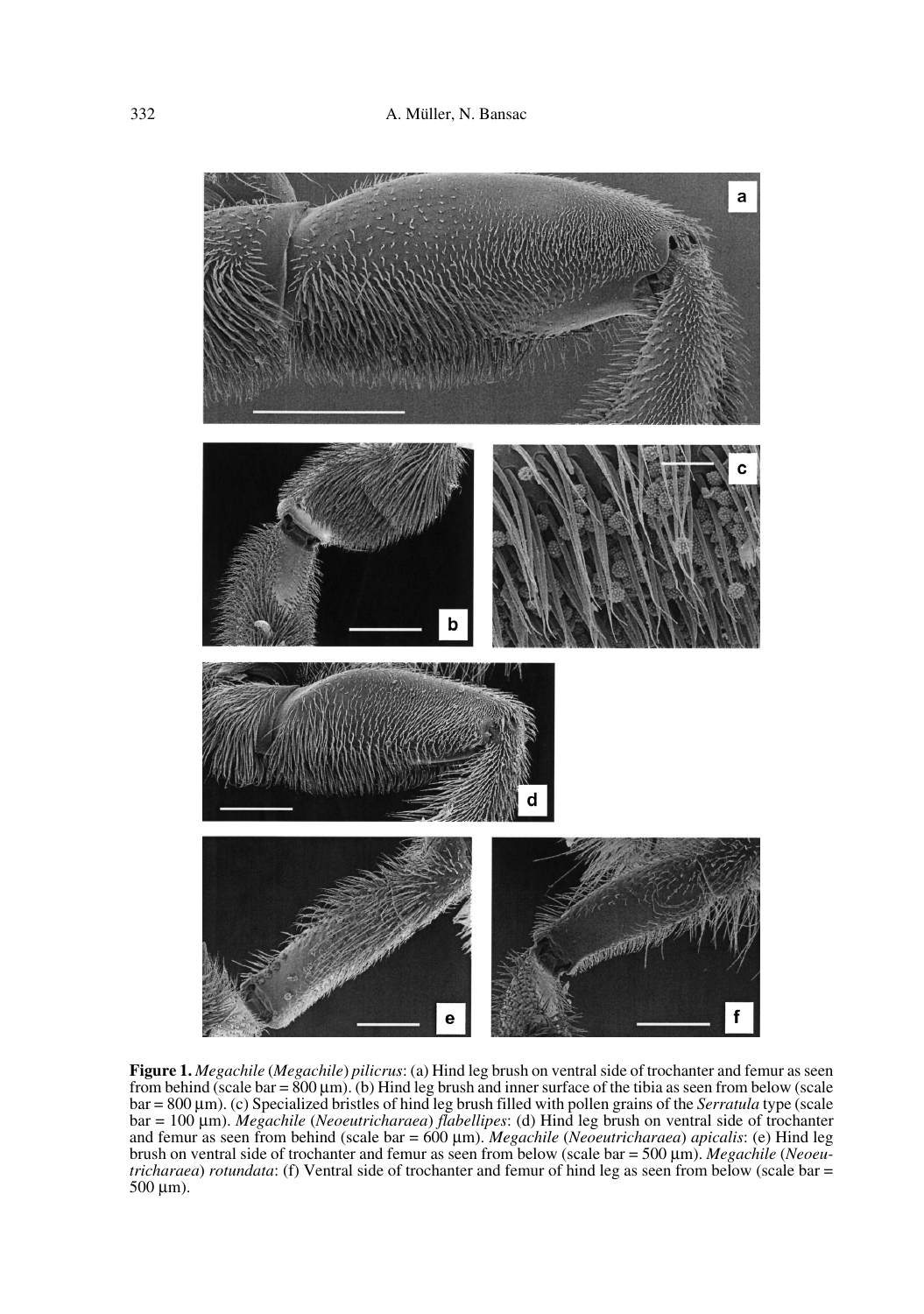**Figure 1.** *Megachile* (*Megachile*) *pilicrus*: (a) Hind leg brush on ventral side of trochanter and femur as seen from behind (scale bar = 800 µm). (b) Hind leg brush and inner surface of the tibia as seen from below (scale bar = 800 µm). (c) Specialized bristles of hind leg brush filled with pollen grains of the *Serratula* type (scale bar = 100 µm). *Megachile* (*Neoeutricharaea*) *flabellipes*: (d) Hind leg brush on ventral side of trochanter and femur as seen from behind (scale bar = 600 µm). *Megachile* (*Neoeutricharaea*) *apicalis*: (e) Hind leg brush on ventral side of trochanter and femur as seen from below (scale bar = 500 µm). *Megachile* (*Neoeutricharaea*) *rotundata*: (f) Ventral side of trochanter and femur of hind leg as seen from below (scale bar = 500 µm).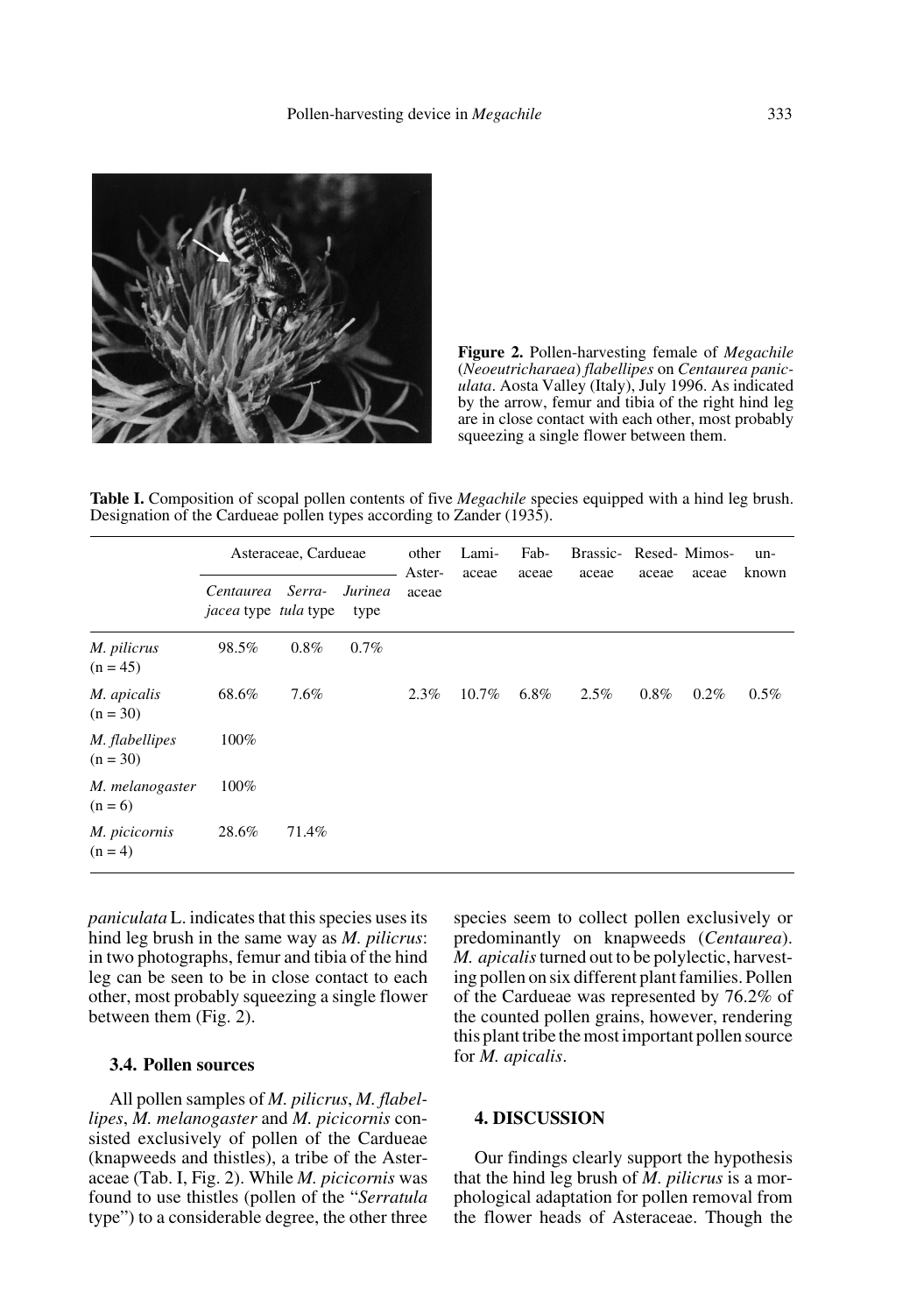**Figure 2.** Pollen-harvesting female of *Megachile* (*Neoeutricharaea*) *flabellipes* on *Centaurea paniculata*. Aosta Valley (Italy), July 1996. As indicated by the arrow, femur and tibia of the right hind leg are in close contact with each other, most probably squeezing a single flower between them.

**Table I.** Composition of scopal pollen contents of five *Megachile* species equipped with a hind leg brush. Designation of the Cardueae pollen types according to Zander (1935).

| | Asteraceae, Cardueae | | | other Asteraceae | Lamiaceae | Fabaceae | Brassicaceae | Resedaceae | Mimosaceae | unknown |
|---|---|---|---|---|---|---|---|---|---|---|
| | *Centaurea jacea* type | *Serratula* type | *Jurinea* type | | | | | | | |
| *M. pilicrus* (n = 45) | 98.5% | 0.8% | 0.7% | | | | | | | |
| *M. apicalis* (n = 30) | 68.6% | 7.6% | | 2.3% | 10.7% | 6.8% | 2.5% | 0.8% | 0.2% | 0.5% |
| *M. flabellipes* (n = 30) | 100% | | | | | | | | | |
| *M. melanogaster* (n = 6) | 100% | | | | | | | | | |
| *M. picicornis* (n = 4) | 28.6% | 71.4% | | | | | | | | |

*paniculata* L. indicates that this species uses its hind leg brush in the same way as *M. pilicrus*: in two photographs, femur and tibia of the hind leg can be seen to be in close contact to each other, most probably squeezing a single flower between them (Fig. 2).

### 3.4. Pollen sources

All pollen samples of *M. pilicrus*, *M. flabellipes*, *M. melanogaster* and *M. picicornis* consisted exclusively of pollen of the Cardueae (knapweeds and thistles), a tribe of the Asteraceae (Tab. I, Fig. 2). While *M. picicornis* was found to use thistles (pollen of the "*Serratula* type") to a considerable degree, the other three species seem to collect pollen exclusively or predominantly on knapweeds (*Centaurea*). *M. apicalis* turned out to be polylectic, harvesting pollen on six different plant families. Pollen of the Cardueae was represented by 76.2% of the counted pollen grains, however, rendering this plant tribe the most important pollen source for *M. apicalis*.

## 4. DISCUSSION

Our findings clearly support the hypothesis that the hind leg brush of *M. pilicrus* is a morphological adaptation for pollen removal from the flower heads of Asteraceae. Though the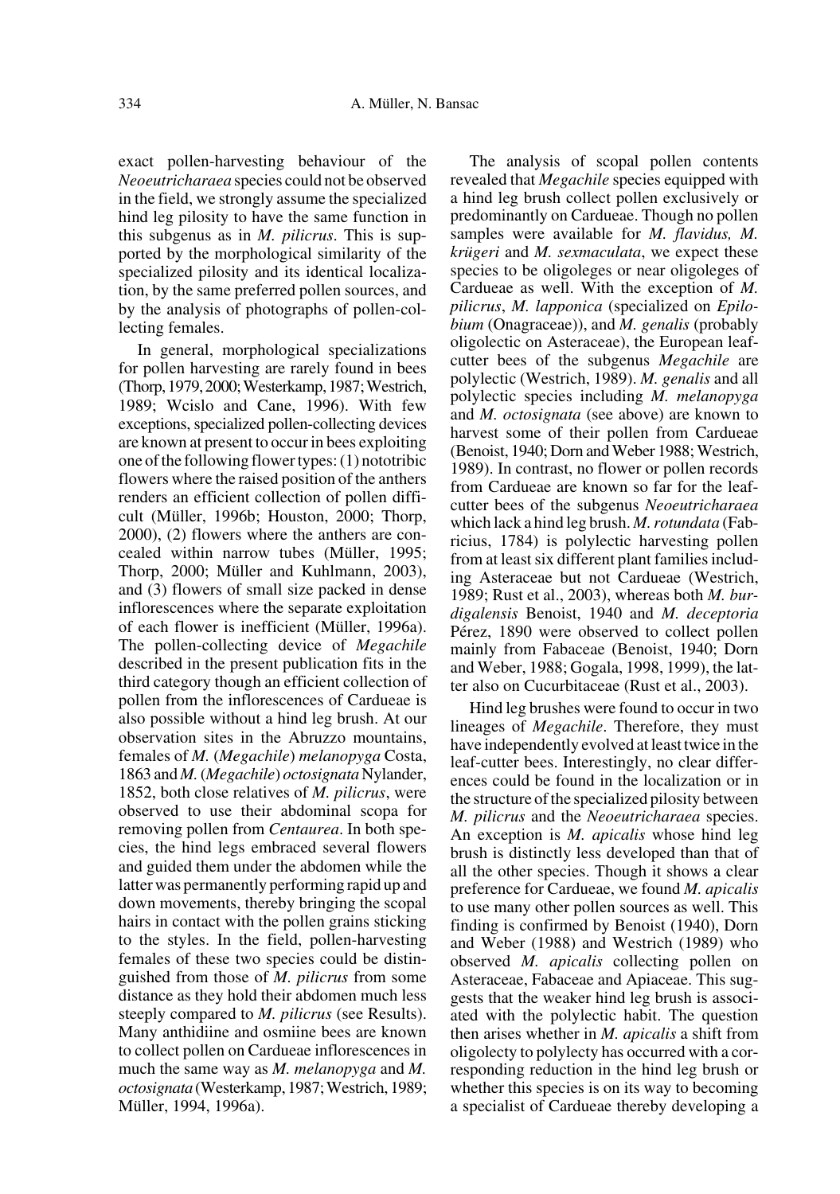exact pollen-harvesting behaviour of the *Neoeutricharaea* species could not be observed in the field, we strongly assume the specialized hind leg pilosity to have the same function in this subgenus as in *M. pilicrus*. This is supported by the morphological similarity of the specialized pilosity and its identical localization, by the same preferred pollen sources, and by the analysis of photographs of pollen-collecting females.

In general, morphological specializations for pollen harvesting are rarely found in bees (Thorp, 1979, 2000; Westerkamp, 1987; Westrich, 1989; Wcislo and Cane, 1996). With few exceptions, specialized pollen-collecting devices are known at present to occur in bees exploiting one of the following flower types: (1) nototribic flowers where the raised position of the anthers renders an efficient collection of pollen difficult (Müller, 1996b; Houston, 2000; Thorp, 2000), (2) flowers where the anthers are concealed within narrow tubes (Müller, 1995; Thorp, 2000; Müller and Kuhlmann, 2003), and (3) flowers of small size packed in dense inflorescences where the separate exploitation of each flower is inefficient (Müller, 1996a). The pollen-collecting device of *Megachile* described in the present publication fits in the third category though an efficient collection of pollen from the inflorescences of Cardueae is also possible without a hind leg brush. At our observation sites in the Abruzzo mountains, females of *M.* (*Megachile*) *melanopyga* Costa, 1863 and *M.* (*Megachile*) *octosignata* Nylander, 1852, both close relatives of *M. pilicrus*, were observed to use their abdominal scopa for removing pollen from *Centaurea*. In both species, the hind legs embraced several flowers and guided them under the abdomen while the latter was permanently performing rapid up and down movements, thereby bringing the scopal hairs in contact with the pollen grains sticking to the styles. In the field, pollen-harvesting females of these two species could be distinguished from those of *M. pilicrus* from some distance as they hold their abdomen much less steeply compared to *M. pilicrus* (see Results). Many anthidiine and osmiine bees are known to collect pollen on Cardueae inflorescences in much the same way as *M. melanopyga* and *M. octosignata* (Westerkamp, 1987; Westrich, 1989; Müller, 1994, 1996a).

The analysis of scopal pollen contents revealed that *Megachile* species equipped with a hind leg brush collect pollen exclusively or predominantly on Cardueae. Though no pollen samples were available for *M. flavidus, M. krügeri* and *M. sexmaculata*, we expect these species to be oligoleges or near oligoleges of Cardueae as well. With the exception of *M. pilicrus*, *M. lapponica* (specialized on *Epilobium* (Onagraceae)), and *M. genalis* (probably oligolectic on Asteraceae), the European leaf-cutter bees of the subgenus *Megachile* are polylectic (Westrich, 1989). *M. genalis* and all polylectic species including *M. melanopyga* and *M. octosignata* (see above) are known to harvest some of their pollen from Cardueae (Benoist, 1940; Dorn and Weber 1988; Westrich, 1989). In contrast, no flower or pollen records from Cardueae are known so far for the leaf-cutter bees of the subgenus *Neoeutricharaea* which lack a hind leg brush. *M. rotundata* (Fabricius, 1784) is polylectic harvesting pollen from at least six different plant families including Asteraceae but not Cardueae (Westrich, 1989; Rust et al., 2003), whereas both *M. burdigalensis* Benoist, 1940 and *M. deceptoria* Pérez, 1890 were observed to collect pollen mainly from Fabaceae (Benoist, 1940; Dorn and Weber, 1988; Gogala, 1998, 1999), the latter also on Cucurbitaceae (Rust et al., 2003).

Hind leg brushes were found to occur in two lineages of *Megachile*. Therefore, they must have independently evolved at least twice in the leaf-cutter bees. Interestingly, no clear differences could be found in the localization or in the structure of the specialized pilosity between *M. pilicrus* and the *Neoeutricharaea* species. An exception is *M. apicalis* whose hind leg brush is distinctly less developed than that of all the other species. Though it shows a clear preference for Cardueae, we found *M. apicalis* to use many other pollen sources as well. This finding is confirmed by Benoist (1940), Dorn and Weber (1988) and Westrich (1989) who observed *M. apicalis* collecting pollen on Asteraceae, Fabaceae and Apiaceae. This suggests that the weaker hind leg brush is associated with the polylectic habit. The question then arises whether in *M. apicalis* a shift from oligolecty to polylecty has occurred with a corresponding reduction in the hind leg brush or whether this species is on its way to becoming a specialist of Cardueae thereby developing a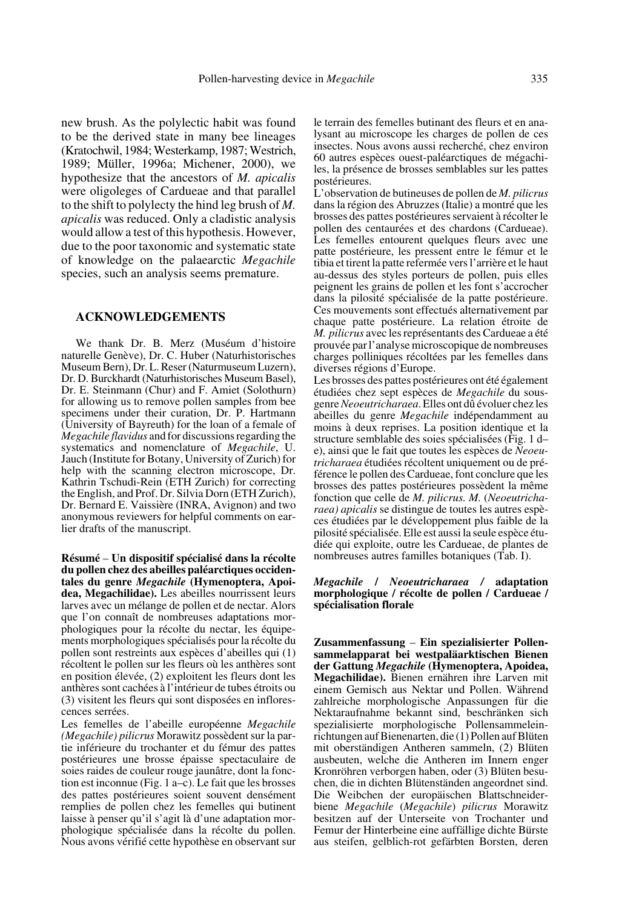new brush. As the polylectic habit was found to be the derived state in many bee lineages (Kratochwil, 1984; Westerkamp, 1987; Westrich, 1989; Müller, 1996a; Michener, 2000), we hypothesize that the ancestors of *M. apicalis* were oligoleges of Cardueae and that parallel to the shift to polylecty the hind leg brush of *M. apicalis* was reduced. Only a cladistic analysis would allow a test of this hypothesis. However, due to the poor taxonomic and systematic state of knowledge on the palaearctic *Megachile* species, such an analysis seems premature.

## ACKNOWLEDGEMENTS

We thank Dr. B. Merz (Muséum d'histoire naturelle Genève), Dr. C. Huber (Naturhistorisches Museum Bern), Dr. L. Reser (Naturmuseum Luzern), Dr. D. Burckhardt (Naturhistorisches Museum Basel), Dr. E. Steinmann (Chur) and F. Amiet (Solothurn) for allowing us to remove pollen samples from bee specimens under their curation, Dr. P. Hartmann (University of Bayreuth) for the loan of a female of *Megachile flavidus* and for discussions regarding the systematics and nomenclature of *Megachile*, U. Jauch (Institute for Botany, University of Zurich) for help with the scanning electron microscope, Dr. Kathrin Tschudi-Rein (ETH Zurich) for correcting the English, and Prof. Dr. Silvia Dorn (ETH Zurich), Dr. Bernard E. Vaissière (INRA, Avignon) and two anonymous reviewers for helpful comments on earlier drafts of the manuscript.

**Résumé** – **Un dispositif spécialisé dans la récolte du pollen chez des abeilles paléarctiques occidentales du genre *Megachile* (Hymenoptera, Apoidea, Megachilidae).** Les abeilles nourrissent leurs larves avec un mélange de pollen et de nectar. Alors que l'on connaît de nombreuses adaptations morphologiques pour la récolte du nectar, les équipements morphologiques spécialisés pour la récolte du pollen sont restreints aux espèces d'abeilles qui (1) récoltent le pollen sur les fleurs où les anthères sont en position élevée, (2) exploitent les fleurs dont les anthères sont cachées à l'intérieur de tubes étroits ou (3) visitent les fleurs qui sont disposées en inflorescences serrées.

Les femelles de l'abeille européenne *Megachile (Megachile) pilicrus* Morawitz possèdent sur la partie inférieure du trochanter et du fémur des pattes postérieures une brosse épaisse spectaculaire de soies raides de couleur rouge jaunâtre, dont la fonction est inconnue (Fig. 1 a–c). Le fait que les brosses des pattes postérieures soient souvent densément remplies de pollen chez les femelles qui butinent laisse à penser qu'il s'agit là d'une adaptation morphologique spécialisée dans la récolte du pollen. Nous avons vérifié cette hypothèse en observant sur le terrain des femelles butinant des fleurs et en analysant au microscope les charges de pollen de ces insectes. Nous avons aussi recherché, chez environ 60 autres espèces ouest-paléarctiques de mégachiles, la présence de brosses semblables sur les pattes postérieures.

L'observation de butineuses de pollen de *M. pilicrus* dans la région des Abruzzes (Italie) a montré que les brosses des pattes postérieures servaient à récolter le pollen des centaurées et des chardons (Cardueae). Les femelles entourent quelques fleurs avec une patte postérieure, les pressent entre le fémur et le tibia et tirent la patte refermée vers l'arrière et le haut au-dessus des styles porteurs de pollen, puis elles peignent les grains de pollen et les font s'accrocher dans la pilosité spécialisée de la patte postérieure. Ces mouvements sont effectués alternativement par chaque patte postérieure. La relation étroite de *M. pilicrus* avec les représentants des Cardueae a été prouvée par l'analyse microscopique de nombreuses charges polliniques récoltées par les femelles dans diverses régions d'Europe.

Les brosses des pattes postérieures ont été également étudiées chez sept espèces de *Megachile* du sous-genre *Neoeutricharaea*. Elles ont dû évoluer chez les abeilles du genre *Megachile* indépendamment au moins à deux reprises. La position identique et la structure semblable des soies spécialisées (Fig. 1 d–e), ainsi que le fait que toutes les espèces de *Neoeutricharaea* étudiées récoltent uniquement ou de préférence le pollen des Cardueae, font conclure que les brosses des pattes postérieures possèdent la même fonction que celle de *M. pilicrus*. *M.* (*Neoeutricharaea) apicalis* se distingue de toutes les autres espèces étudiées par le développement plus faible de la pilosité spécialisée. Elle est aussi la seule espèce étudiée qui exploite, outre les Cardueae, de plantes de nombreuses autres familles botaniques (Tab. I).

***Megachile* / *Neoeutricharaea* / adaptation morphologique / récolte de pollen / Cardueae / spécialisation florale**

**Zusammenfassung** – **Ein spezialisierter Pollensammelapparat bei westpaläarktischen Bienen der Gattung *Megachile* (Hymenoptera, Apoidea, Megachilidae).** Bienen ernähren ihre Larven mit einem Gemisch aus Nektar und Pollen. Während zahlreiche morphologische Anpassungen für die Nektaraufnahme bekannt sind, beschränken sich spezialisierte morphologische Pollensammeleinrichtungen auf Bienenarten, die (1) Pollen auf Blüten mit oberständigen Antheren sammeln, (2) Blüten ausbeuten, welche die Antheren im Innern enger Kronröhren verborgen haben, oder (3) Blüten besuchen, die in dichten Blütenständen angeordnet sind. Die Weibchen der europäischen Blattschneiderbiene *Megachile* (*Megachile*) *pilicrus* Morawitz besitzen auf der Unterseite von Trochanter und Femur der Hinterbeine eine auffällige dichte Bürste aus steifen, gelblich-rot gefärbten Borsten, deren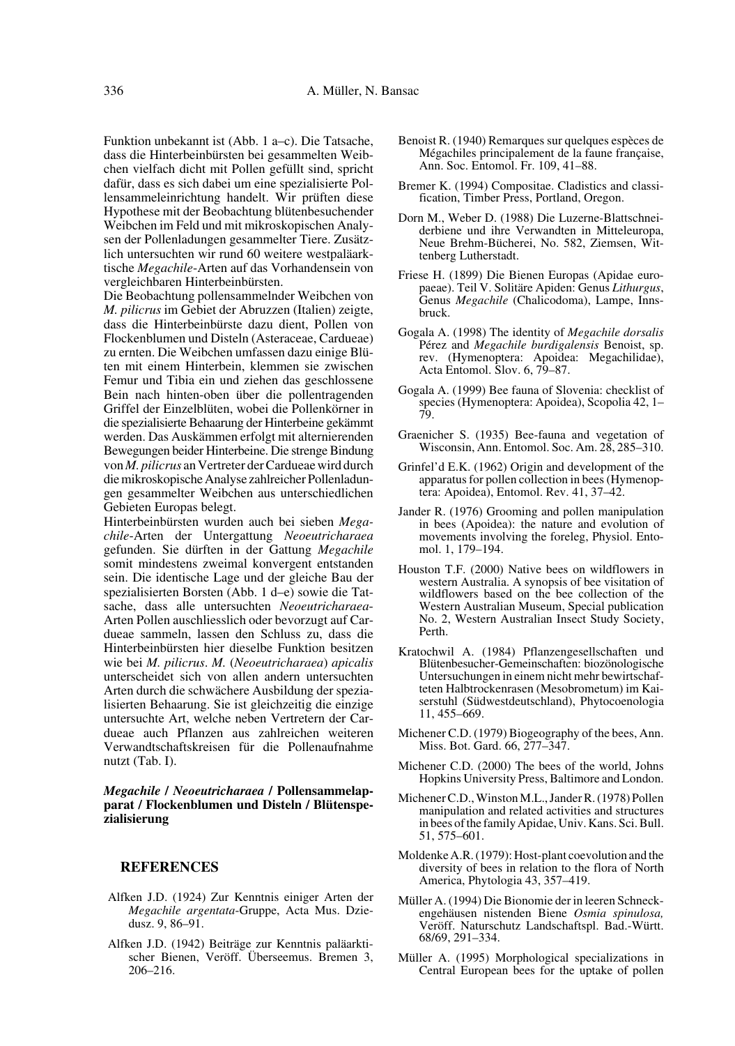Funktion unbekannt ist (Abb. 1 a–c). Die Tatsache, dass die Hinterbeinbürsten bei gesammelten Weibchen vielfach dicht mit Pollen gefüllt sind, spricht dafür, dass es sich dabei um eine spezialisierte Pollensammeleinrichtung handelt. Wir prüften diese Hypothese mit der Beobachtung blütenbesuchender Weibchen im Feld und mit mikroskopischen Analysen der Pollenladungen gesammelter Tiere. Zusätzlich untersuchten wir rund 60 weitere westpaläarktische *Megachile*-Arten auf das Vorhandensein von vergleichbaren Hinterbeinbürsten.

Die Beobachtung pollensammelnder Weibchen von *M. pilicrus* im Gebiet der Abruzzen (Italien) zeigte, dass die Hinterbeinbürste dazu dient, Pollen von Flockenblumen und Disteln (Asteraceae, Cardueae) zu ernten. Die Weibchen umfassen dazu einige Blüten mit einem Hinterbein, klemmen sie zwischen Femur und Tibia ein und ziehen das geschlossene Bein nach hinten-oben über die pollentragenden Griffel der Einzelblüten, wobei die Pollenkörner in die spezialisierte Behaarung der Hinterbeine gekämmt werden. Das Auskämmen erfolgt mit alternierenden Bewegungen beider Hinterbeine. Die strenge Bindung von *M. pilicrus* an Vertreter der Cardueae wird durch die mikroskopische Analyse zahlreicher Pollenladungen gesammelter Weibchen aus unterschiedlichen Gebieten Europas belegt.

Hinterbeinbürsten wurden auch bei sieben *Megachile*-Arten der Untergattung *Neoeutricharaea* gefunden. Sie dürften in der Gattung *Megachile* somit mindestens zweimal konvergent entstanden sein. Die identische Lage und der gleiche Bau der spezialisierten Borsten (Abb. 1 d–e) sowie die Tatsache, dass alle untersuchten *Neoeutricharaea*-Arten Pollen auschliesslich oder bevorzugt auf Cardueae sammeln, lassen den Schluss zu, dass die Hinterbeinbürsten hier dieselbe Funktion besitzen wie bei *M. pilicrus*. *M.* (*Neoeutricharaea*) *apicalis* unterscheidet sich von allen andern untersuchten Arten durch die schwächere Ausbildung der spezialisierten Behaarung. Sie ist gleichzeitig die einzige untersuchte Art, welche neben Vertretern der Cardueae auch Pflanzen aus zahlreichen weiteren Verwandtschaftskreisen für die Pollenaufnahme nutzt (Tab. I).

***Megachile* / *Neoeutricharaea* / Pollensammelapparat / Flockenblumen und Disteln / Blütenspezialisierung**

## REFERENCES

Alfken J.D. (1924) Zur Kenntnis einiger Arten der *Megachile argentata*-Gruppe, Acta Mus. Dziedusz. 9, 86–91.

Alfken J.D. (1942) Beiträge zur Kenntnis paläarktischer Bienen, Veröff. Überseemus. Bremen 3, 206–216.

Benoist R. (1940) Remarques sur quelques espèces de Mégachiles principalement de la faune française, Ann. Soc. Entomol. Fr. 109, 41–88.

Bremer K. (1994) Compositae. Cladistics and classification, Timber Press, Portland, Oregon.

Dorn M., Weber D. (1988) Die Luzerne-Blattschneiderbiene und ihre Verwandten in Mitteleuropa, Neue Brehm-Bücherei, No. 582, Ziemsen, Wittenberg Lutherstadt.

Friese H. (1899) Die Bienen Europas (Apidae europaeae). Teil V. Solitäre Apiden: Genus *Lithurgus*, Genus *Megachile* (Chalicodoma), Lampe, Innsbruck.

Gogala A. (1998) The identity of *Megachile dorsalis* Pérez and *Megachile burdigalensis* Benoist, sp. rev. (Hymenoptera: Apoidea: Megachilidae), Acta Entomol. Slov. 6, 79–87.

Gogala A. (1999) Bee fauna of Slovenia: checklist of species (Hymenoptera: Apoidea), Scopolia 42, 1–79.

Graenicher S. (1935) Bee-fauna and vegetation of Wisconsin, Ann. Entomol. Soc. Am. 28, 285–310.

Grinfel'd E.K. (1962) Origin and development of the apparatus for pollen collection in bees (Hymenoptera: Apoidea), Entomol. Rev. 41, 37–42.

Jander R. (1976) Grooming and pollen manipulation in bees (Apoidea): the nature and evolution of movements involving the foreleg, Physiol. Entomol. 1, 179–194.

Houston T.F. (2000) Native bees on wildflowers in western Australia. A synopsis of bee visitation of wildflowers based on the bee collection of the Western Australian Museum, Special publication No. 2, Western Australian Insect Study Society, Perth.

Kratochwil A. (1984) Pflanzengesellschaften und Blütenbesucher-Gemeinschaften: biozönologische Untersuchungen in einem nicht mehr bewirtschafteten Halbtrockenrasen (Mesobrometum) im Kaiserstuhl (Südwestdeutschland), Phytocoenologia 11, 455–669.

Michener C.D. (1979) Biogeography of the bees, Ann. Miss. Bot. Gard. 66, 277–347.

Michener C.D. (2000) The bees of the world, Johns Hopkins University Press, Baltimore and London.

Michener C.D., Winston M.L., Jander R. (1978) Pollen manipulation and related activities and structures in bees of the family Apidae, Univ. Kans. Sci. Bull. 51, 575–601.

Moldenke A.R. (1979): Host-plant coevolution and the diversity of bees in relation to the flora of North America, Phytologia 43, 357–419.

Müller A. (1994) Die Bionomie der in leeren Schneckengehäusen nistenden Biene *Osmia spinulosa,* Veröff. Naturschutz Landschaftspl. Bad.-Württ. 68/69, 291–334.

Müller A. (1995) Morphological specializations in Central European bees for the uptake of pollen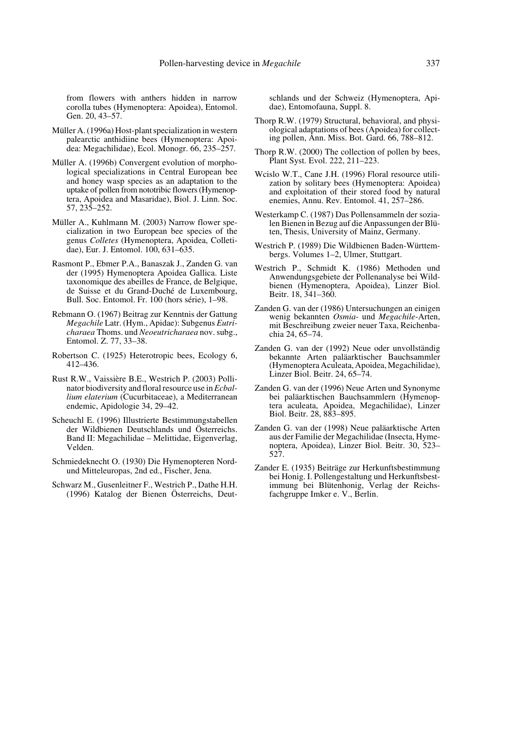from flowers with anthers hidden in narrow corolla tubes (Hymenoptera: Apoidea), Entomol. Gen. 20, 43–57.

Müller A. (1996a) Host-plant specialization in western palearctic anthidiine bees (Hymenoptera: Apoidea: Megachilidae), Ecol. Monogr. 66, 235–257.

Müller A. (1996b) Convergent evolution of morphological specializations in Central European bee and honey wasp species as an adaptation to the uptake of pollen from nototribic flowers (Hymenoptera, Apoidea and Masaridae), Biol. J. Linn. Soc. 57, 235–252.

Müller A., Kuhlmann M. (2003) Narrow flower specialization in two European bee species of the genus *Colletes* (Hymenoptera, Apoidea, Colletidae), Eur. J. Entomol. 100, 631–635.

Rasmont P., Ebmer P.A., Banaszak J., Zanden G. van der (1995) Hymenoptera Apoidea Gallica. Liste taxonomique des abeilles de France, de Belgique, de Suisse et du Grand-Duché de Luxembourg, Bull. Soc. Entomol. Fr. 100 (hors série), 1–98.

Rebmann O. (1967) Beitrag zur Kenntnis der Gattung *Megachile* Latr. (Hym., Apidae): Subgenus *Eutricharaea* Thoms. und *Neoeutricharaea* nov. subg., Entomol. Z. 77, 33–38.

Robertson C. (1925) Heterotropic bees, Ecology 6, 412–436.

Rust R.W., Vaissière B.E., Westrich P. (2003) Pollinator biodiversity and floral resource use in *Ecballium elaterium* (Cucurbitaceae), a Mediterranean endemic, Apidologie 34, 29–42.

Scheuchl E. (1996) Illustrierte Bestimmungstabellen der Wildbienen Deutschlands und Österreichs. Band II: Megachilidae – Melittidae, Eigenverlag, Velden.

Schmiedeknecht O. (1930) Die Hymenopteren Nord- und Mitteleuropas, 2nd ed., Fischer, Jena.

Schwarz M., Gusenleitner F., Westrich P., Dathe H.H. (1996) Katalog der Bienen Österreichs, Deutschlands und der Schweiz (Hymenoptera, Apidae), Entomofauna, Suppl. 8.

Thorp R.W. (1979) Structural, behavioral, and physiological adaptations of bees (Apoidea) for collecting pollen, Ann. Miss. Bot. Gard. 66, 788–812.

Thorp R.W. (2000) The collection of pollen by bees, Plant Syst. Evol. 222, 211–223.

Wcislo W.T., Cane J.H. (1996) Floral resource utilization by solitary bees (Hymenoptera: Apoidea) and exploitation of their stored food by natural enemies, Annu. Rev. Entomol. 41, 257–286.

Westerkamp C. (1987) Das Pollensammeln der sozialen Bienen in Bezug auf die Anpassungen der Blüten, Thesis, University of Mainz, Germany.

Westrich P. (1989) Die Wildbienen Baden-Württembergs. Volumes 1–2, Ulmer, Stuttgart.

Westrich P., Schmidt K. (1986) Methoden und Anwendungsgebiete der Pollenanalyse bei Wildbienen (Hymenoptera, Apoidea), Linzer Biol. Beitr. 18, 341–360.

Zanden G. van der (1986) Untersuchungen an einigen wenig bekannten *Osmia*- und *Megachile*-Arten, mit Beschreibung zweier neuer Taxa, Reichenbachia 24, 65–74.

Zanden G. van der (1992) Neue oder unvollständig bekannte Arten paläarktischer Bauchsammler (Hymenoptera Aculeata, Apoidea, Megachilidae), Linzer Biol. Beitr. 24, 65–74.

Zanden G. van der (1996) Neue Arten und Synonyme bei paläarktischen Bauchsammlern (Hymenoptera aculeata, Apoidea, Megachilidae), Linzer Biol. Beitr. 28, 883–895.

Zanden G. van der (1998) Neue paläarktische Arten aus der Familie der Megachilidae (Insecta, Hymenoptera, Apoidea), Linzer Biol. Beitr. 30, 523–527.

Zander E. (1935) Beiträge zur Herkunftsbestimmung bei Honig. I. Pollengestaltung und Herkunftsbestimmung bei Blütenhonig, Verlag der Reichsfachgruppe Imker e. V., Berlin.